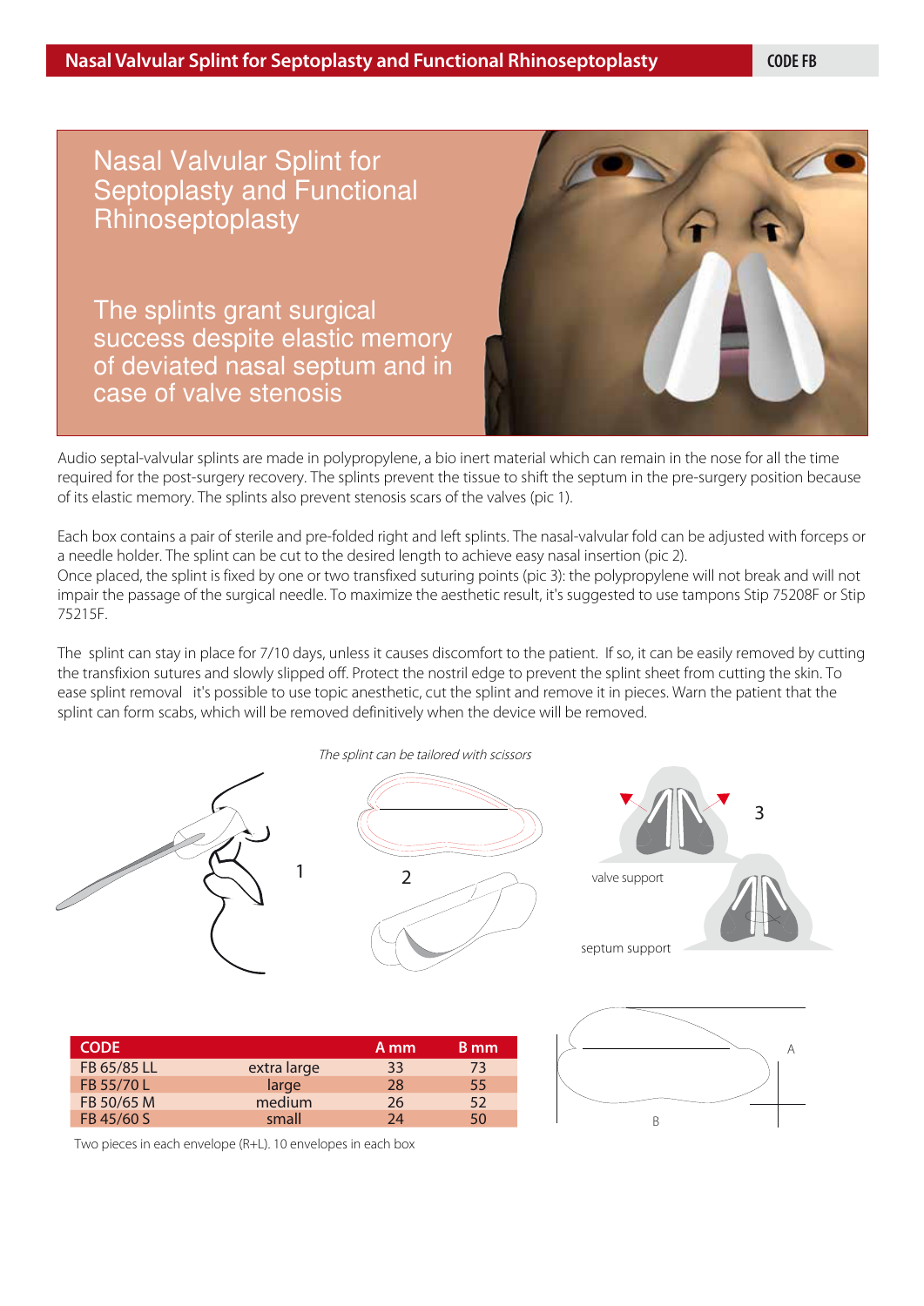# Nasal Valvular Splint for Septoplasty and Functional Rhinoseptoplasty

CODE FB

## Nasal Valvular Splint for Septoplasty and Functional Rhinoseptoplasty

The splints grant surgical success despite elastic memory of deviated nasal septum and in case of valve stenosis

Audio septal-valvular splints are made in polypropylene, a bio inert material which can remain in the nose for all the time required for the post-surgery recovery. The splints prevent the tissue to shift the septum in the pre-surgery position because of its elastic memory. The splints also prevent stenosis scars of the valves (pic 1).

Each box contains a pair of sterile and pre-folded right and left splints. The nasal-valvular fold can be adjusted with forceps or a needle holder. The splint can be cut to the desired length to achieve easy nasal insertion (pic 2).
Once placed, the splint is fixed by one or two transfixed suturing points (pic 3): the polypropylene will not break and will not impair the passage of the surgical needle. To maximize the aesthetic result, it's suggested to use tampons Stip 75208F or Stip 75215F.

The splint can stay in place for 7/10 days, unless it causes discomfort to the patient. If so, it can be easily removed by cutting the transfixion sutures and slowly slipped off. Protect the nostril edge to prevent the splint sheet from cutting the skin. To ease splint removal it's possible to use topic anesthetic, cut the splint and remove it in pieces. Warn the patient that the splint can form scabs, which will be removed definitively when the device will be removed.

*The splint can be tailored with scissors*

1

2

3

valve support

septum support

| CODE | | A mm | B mm |
|---|---|---|---|
| FB 65/85 LL | extra large | 33 | 73 |
| FB 55/70 L | large | 28 | 55 |
| FB 50/65 M | medium | 26 | 52 |
| FB 45/60 S | small | 24 | 50 |

Two pieces in each envelope (R+L). 10 envelopes in each box

A

B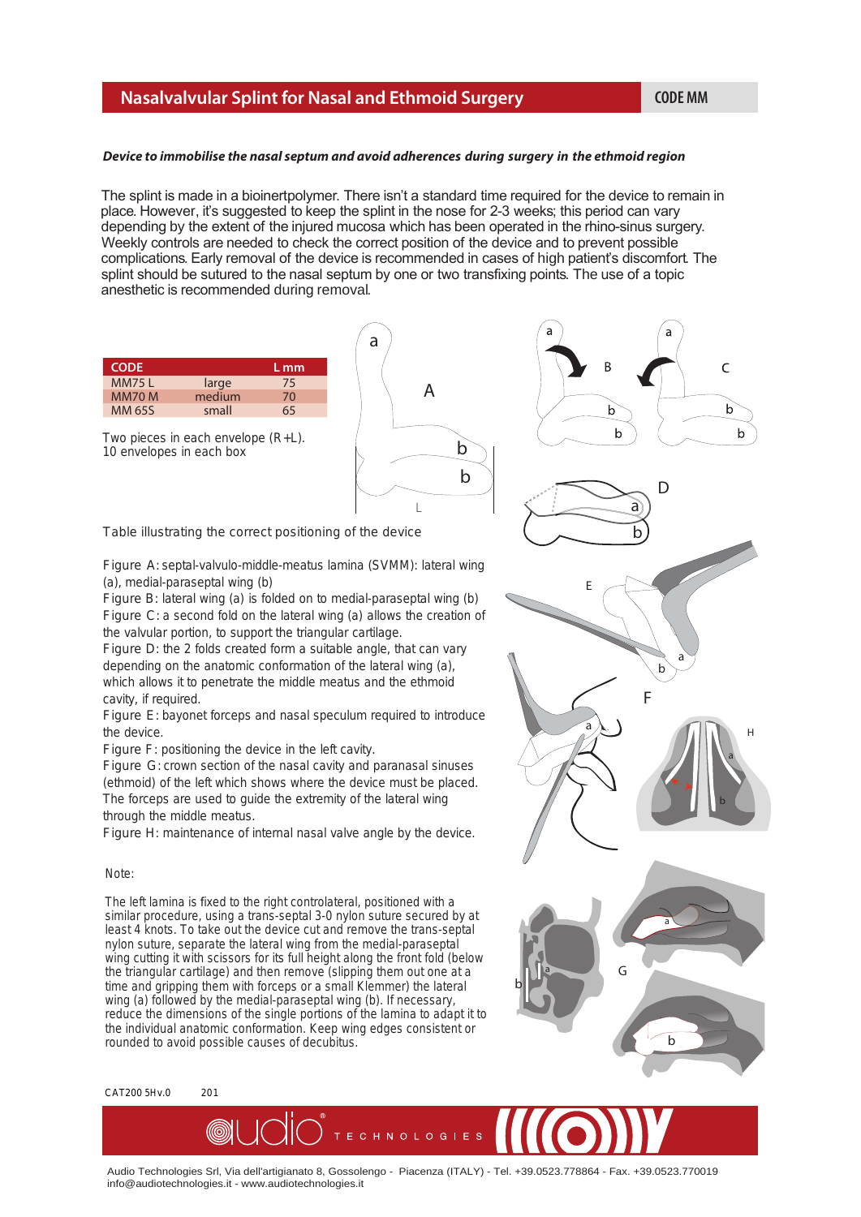## Nasalvalvular Splint for Nasal and Ethmoid Surgery

**CODE MM**

***Device to immobilise the nasal septum and avoid adherences during surgery in the ethmoid region***

The splint is made in a bioinertpolymer. There isn't a standard time required for the device to remain in place. However, it's suggested to keep the splint in the nose for 2-3 weeks; this period can vary depending by the extent of the injured mucosa which has been operated in the rhino-sinus surgery. Weekly controls are needed to check the correct position of the device and to prevent possible complications. Early removal of the device is recommended in cases of high patient's discomfort. The splint should be sutured to the nasal septum by one or two transfixing points. The use of a topic anesthetic is recommended during removal.

| CODE | | L mm |
|---|---|---|
| MM75 L | large | 75 |
| MM70 M | medium | 70 |
| MM 65S | small | 65 |

Two pieces in each envelope (R+L).
10 envelopes in each box

Table illustrating the correct positioning of the device

Figure A: septal-valvulo-middle-meatus lamina (SVMM): lateral wing (a), medial-paraseptal wing (b)
Figure B: lateral wing (a) is folded on to medial-paraseptal wing (b)
Figure C: a second fold on the lateral wing (a) allows the creation of the valvular portion, to support the triangular cartilage.
Figure D: the 2 folds created form a suitable angle, that can vary depending on the anatomic conformation of the lateral wing (a), which allows it to penetrate the middle meatus and the ethmoid cavity, if required.
Figure E: bayonet forceps and nasal speculum required to introduce the device.
Figure F: positioning the device in the left cavity.
Figure G: crown section of the nasal cavity and paranasal sinuses (ethmoid) of the left which shows where the device must be placed. The forceps are used to guide the extremity of the lateral wing through the middle meatus.
Figure H: maintenance of internal nasal valve angle by the device.

Note:

The left lamina is fixed to the right controlateral, positioned with a similar procedure, using a trans-septal 3-0 nylon suture secured by at least 4 knots. To take out the device cut and remove the trans-septal nylon suture, separate the lateral wing from the medial-paraseptal wing cutting it with scissors for its full height along the front fold (below the triangular cartilage) and then remove (slipping them out one at a time and gripping them with forceps or a small Klemmer) the lateral wing (a) followed by the medial-paraseptal wing (b). If necessary, reduce the dimensions of the single portions of the lamina to adapt it to the individual anatomic conformation. Keep wing edges consistent or rounded to avoid possible causes of decubitus.

A
a
b
b
L

B
a
b
b

C
a
b
b

D
a
b

E
a
b

F
a

H
a
b

G
a
b
a
b

CAT200 5Hv.0 201

audio® TECHNOLOGIES

Audio Technologies Srl, Via dell'artigianato 8, Gossolengo - Piacenza (ITALY) - Tel. +39.0523.778864 - Fax. +39.0523.770019
info@audiotechnologies.it - www.audiotechnologies.it